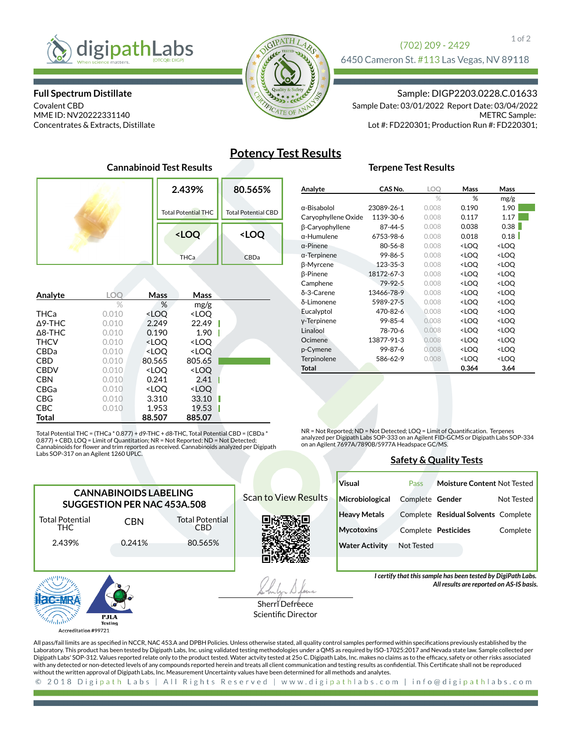digipathLabs
When science matters. (OTCQB: DIGP)

(702) 209 - 2429
6450 Cameron St. #113 Las Vegas, NV 89118

**Full Spectrum Distillate**
Covalent CBD
MME ID: NV20222331140
Concentrates & Extracts, Distillate

Sample: DIGP2203.0228.C.01633
Sample Date: 03/01/2022 Report Date: 03/04/2022
METRC Sample:
Lot #: FD220301; Production Run #: FD220301;

# Potency Test Results

## Cannabinoid Test Results

| 2.439% | 80.565% |
|---|---|
| Total Potential THC | Total Potential CBD |
| <LOQ | <LOQ |
| THCa | CBDa |

| Analyte | LOQ | Mass | Mass |
|---|---|---|---|
| | % | % | mg/g |
| THCa | 0.010 | <LOQ | <LOQ |
| Δ9-THC | 0.010 | 2.249 | 22.49 |
| Δ8-THC | 0.010 | 0.190 | 1.90 |
| THCV | 0.010 | <LOQ | <LOQ |
| CBDa | 0.010 | <LOQ | <LOQ |
| CBD | 0.010 | 80.565 | 805.65 |
| CBDV | 0.010 | <LOQ | <LOQ |
| CBN | 0.010 | 0.241 | 2.41 |
| CBGa | 0.010 | <LOQ | <LOQ |
| CBG | 0.010 | 3.310 | 33.10 |
| CBC | 0.010 | 1.953 | 19.53 |
| **Total** | | **88.507** | **885.07** |

Total Potential THC = (THCa * 0.877) + d9-THC + d8-THC, Total Potential CBD = (CBDa * 0.877) + CBD, LOQ = Limit of Quantitation; NR = Not Reported; ND = Not Detected; Cannabinoids for flower and trim reported as received. Cannabinoids analyzed per Digipath Labs SOP-317 on an Agilent 1260 UPLC.

## Terpene Test Results

| Analyte | CAS No. | LOQ | Mass | Mass |
|---|---|---|---|---|
| | | % | % | mg/g |
| α-Bisabolol | 23089-26-1 | 0.008 | 0.190 | 1.90 |
| Caryophyllene Oxide | 1139-30-6 | 0.008 | 0.117 | 1.17 |
| β-Caryophyllene | 87-44-5 | 0.008 | 0.038 | 0.38 |
| α-Humulene | 6753-98-6 | 0.008 | 0.018 | 0.18 |
| α-Pinene | 80-56-8 | 0.008 | <LOQ | <LOQ |
| α-Terpinene | 99-86-5 | 0.008 | <LOQ | <LOQ |
| β-Myrcene | 123-35-3 | 0.008 | <LOQ | <LOQ |
| β-Pinene | 18172-67-3 | 0.008 | <LOQ | <LOQ |
| Camphene | 79-92-5 | 0.008 | <LOQ | <LOQ |
| δ-3-Carene | 13466-78-9 | 0.008 | <LOQ | <LOQ |
| δ-Limonene | 5989-27-5 | 0.008 | <LOQ | <LOQ |
| Eucalyptol | 470-82-6 | 0.008 | <LOQ | <LOQ |
| γ-Terpinene | 99-85-4 | 0.008 | <LOQ | <LOQ |
| Linalool | 78-70-6 | 0.008 | <LOQ | <LOQ |
| Ocimene | 13877-91-3 | 0.008 | <LOQ | <LOQ |
| p-Cymene | 99-87-6 | 0.008 | <LOQ | <LOQ |
| Terpinolene | 586-62-9 | 0.008 | <LOQ | <LOQ |
| **Total** | | | **0.364** | **3.64** |

NR = Not Reported; ND = Not Detected; LOQ = Limit of Quantification. Terpenes analyzed per Digipath Labs SOP-333 on an Agilent FID-GCMS or Digipath Labs SOP-334 on an Agilent 7697A/7890B/5977A Headspace GC/MS.

## Safety & Quality Tests

| Test | Result | Test | Result |
|---|---|---|---|
| **Visual** | Pass | **Moisture Content** | Not Tested |
| **Microbiological** | Complete | **Gender** | Not Tested |
| **Heavy Metals** | Complete | **Residual Solvents** | Complete |
| **Mycotoxins** | Complete | **Pesticides** | Complete |
| **Water Activity** | Not Tested | | |

*I certify that this sample has been tested by DigiPath Labs.*
*All results are reported on AS-IS basis.*

### CANNABINOIDS LABELING SUGGESTION PER NAC 453A.508

| Total Potential THC | CBN | Total Potential CBD |
|---|---|---|
| 2.439% | 0.241% | 80.565% |

Scan to View Results

Sherri Defreece
Scientific Director

Accreditation #99721

All pass/fail limits are as specified in NCCR, NAC 453.A and DPBH Policies. Unless otherwise stated, all quality control samples performed within specifications previously established by the Laboratory. This product has been tested by Digipath Labs, Inc. using validated testing methodologies under a QMS as required by ISO-17025:2017 and Nevada state law. Sample collected per Digipath Labs' SOP-312. Values reported relate only to the product tested. Water actvity tested at 25o C. Digipath Labs, Inc. makes no claims as to the efficacy, safety or other risks associated with any detected or non-detected levels of any compounds reported herein and treats all client communication and testing results as confidential. This Certificate shall not be reproduced without the written approval of Digipath Labs, Inc. Measurement Uncertainty values have been determined for all methods and analytes.

© 2018 Digipath Labs | All Rights Reserved | www.digipathlabs.com | info@digipathlabs.com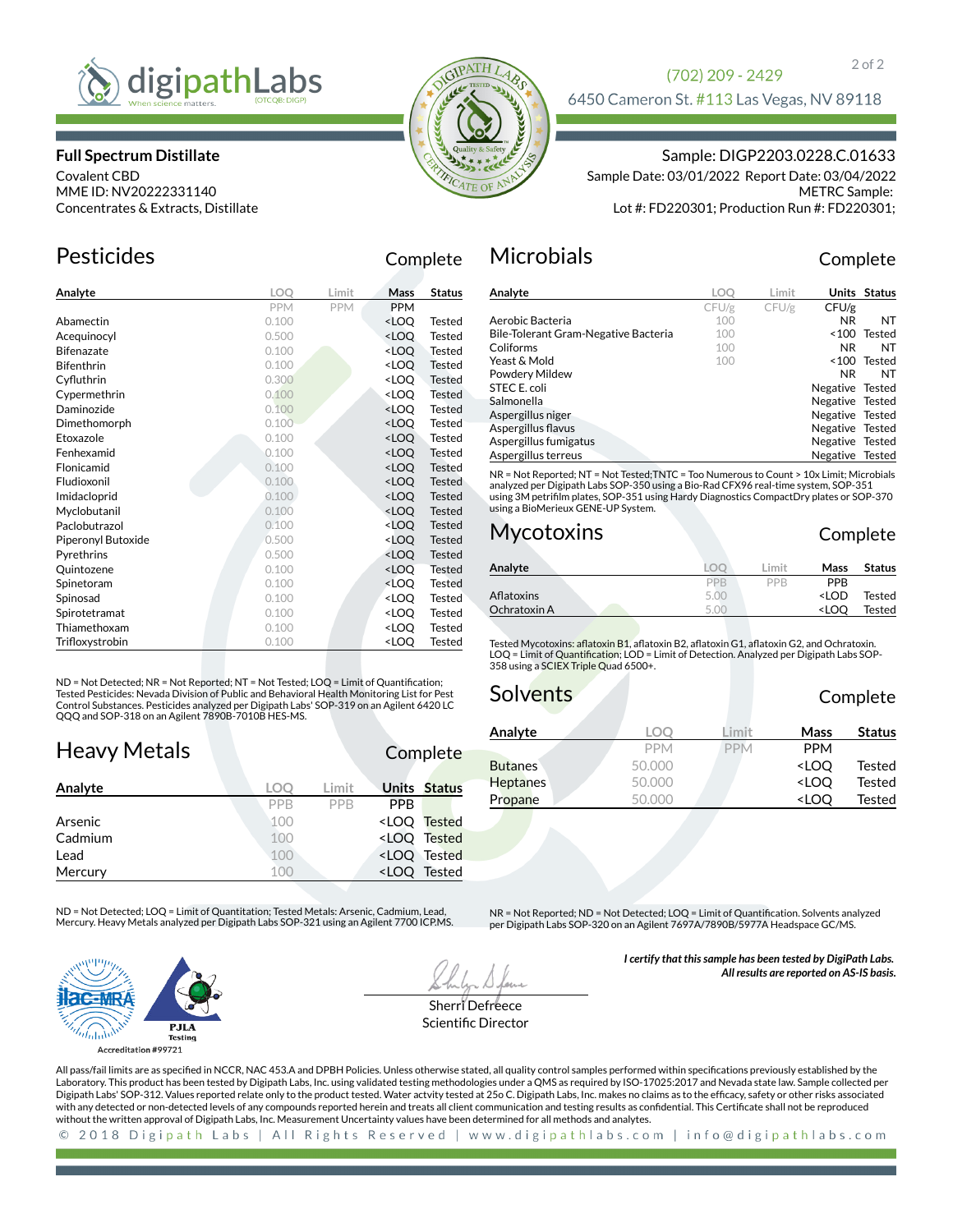digipathLabs
When science matters. (OTCQB: DIGP)

(702) 209 - 2429
6450 Cameron St. #113 Las Vegas, NV 89118

**Full Spectrum Distillate**
Covalent CBD
MME ID: NV20222331140
Concentrates & Extracts, Distillate

Sample: DIGP2203.0228.C.01633
Sample Date: 03/01/2022 Report Date: 03/04/2022
METRC Sample:
Lot #: FD220301; Production Run #: FD220301;

## Pesticides

Complete

| Analyte | LOQ | Limit | Mass | Status |
|---|---|---|---|---|
| | PPM | PPM | PPM | |
| Abamectin | 0.100 | | <LOQ | Tested |
| Acequinocyl | 0.500 | | <LOQ | Tested |
| Bifenazate | 0.100 | | <LOQ | Tested |
| Bifenthrin | 0.100 | | <LOQ | Tested |
| Cyfluthrin | 0.300 | | <LOQ | Tested |
| Cypermethrin | 0.100 | | <LOQ | Tested |
| Daminozide | 0.100 | | <LOQ | Tested |
| Dimethomorph | 0.100 | | <LOQ | Tested |
| Etoxazole | 0.100 | | <LOQ | Tested |
| Fenhexamid | 0.100 | | <LOQ | Tested |
| Flonicamid | 0.100 | | <LOQ | Tested |
| Fludioxonil | 0.100 | | <LOQ | Tested |
| Imidacloprid | 0.100 | | <LOQ | Tested |
| Myclobutanil | 0.100 | | <LOQ | Tested |
| Paclobutrazol | 0.100 | | <LOQ | Tested |
| Piperonyl Butoxide | 0.500 | | <LOQ | Tested |
| Pyrethrins | 0.500 | | <LOQ | Tested |
| Quintozene | 0.100 | | <LOQ | Tested |
| Spinetoram | 0.100 | | <LOQ | Tested |
| Spinosad | 0.100 | | <LOQ | Tested |
| Spirotetramat | 0.100 | | <LOQ | Tested |
| Thiamethoxam | 0.100 | | <LOQ | Tested |
| Trifloxystrobin | 0.100 | | <LOQ | Tested |

ND = Not Detected; NR = Not Reported; NT = Not Tested; LOQ = Limit of Quantification; Tested Pesticides: Nevada Division of Public and Behavioral Health Monitoring List for Pest Control Substances. Pesticides analyzed per Digipath Labs' SOP-319 on an Agilent 6420 LC QQQ and SOP-318 on an Agilent 7890B-7010B HES-MS.

## Heavy Metals

Complete

| Analyte | LOQ | Limit | Units | Status |
|---|---|---|---|---|
| | PPB | PPB | PPB | |
| Arsenic | 100 | | <LOQ | Tested |
| Cadmium | 100 | | <LOQ | Tested |
| Lead | 100 | | <LOQ | Tested |
| Mercury | 100 | | <LOQ | Tested |

ND = Not Detected; LOQ = Limit of Quantitation; Tested Metals: Arsenic, Cadmium, Lead, Mercury. Heavy Metals analyzed per Digipath Labs SOP-321 using an Agilent 7700 ICP-MS.

## Microbials

Complete

| Analyte | LOQ | Limit | Units | Status |
|---|---|---|---|---|
| | CFU/g | CFU/g | CFU/g | |
| Aerobic Bacteria | 100 | | NR | NT |
| Bile-Tolerant Gram-Negative Bacteria | 100 | | <100 | Tested |
| Coliforms | 100 | | NR | NT |
| Yeast & Mold | 100 | | <100 | Tested |
| Powdery Mildew | | | NR | NT |
| STEC E. coli | | | Negative | Tested |
| Salmonella | | | Negative | Tested |
| Aspergillus niger | | | Negative | Tested |
| Aspergillus flavus | | | Negative | Tested |
| Aspergillus fumigatus | | | Negative | Tested |
| Aspergillus terreus | | | Negative | Tested |

NR = Not Reported; NT = Not Tested; TNTC = Too Numerous to Count > 10x Limit; Microbials analyzed per Digipath Labs SOP-350 using a Bio-Rad CFX96 real-time system, SOP-351 using 3M petrifilm plates, SOP-351 using Hardy Diagnostics CompactDry plates or SOP-370 using a BioMerieux GENE-UP System.

## Mycotoxins

Complete

| Analyte | LOQ | Limit | Mass | Status |
|---|---|---|---|---|
| | PPB | PPB | PPB | |
| Aflatoxins | 5.00 | | <LOD | Tested |
| Ochratoxin A | 5.00 | | <LOQ | Tested |

Tested Mycotoxins: aflatoxin B1, aflatoxin B2, aflatoxin G1, aflatoxin G2, and Ochratoxin. LOQ = Limit of Quantification; LOD = Limit of Detection. Analyzed per Digipath Labs SOP-358 using a SCIEX Triple Quad 6500+.

## Solvents

Complete

| Analyte | LOQ | Limit | Mass | Status |
|---|---|---|---|---|
| | PPM | PPM | PPM | |
| Butanes | 50.000 | | <LOQ | Tested |
| Heptanes | 50.000 | | <LOQ | Tested |
| Propane | 50.000 | | <LOQ | Tested |

NR = Not Reported; ND = Not Detected; LOQ = Limit of Quantification. Solvents analyzed per Digipath Labs SOP-320 on an Agilent 7697A/7890B/5977A Headspace GC/MS.

ilac-MRA PJLA Testing
Accreditation #99721

Sherri Defreece
Scientific Director

*I certify that this sample has been tested by DigiPath Labs. All results are reported on AS-IS basis.*

All pass/fail limits are as specified in NCCR, NAC 453.A and DPBH Policies. Unless otherwise stated, all quality control samples performed within specifications previously established by the Laboratory. This product has been tested by Digipath Labs, Inc. using validated testing methodologies under a QMS as required by ISO-17025:2017 and Nevada state law. Sample collected per Digipath Labs' SOP-312. Values reported relate only to the product tested. Water actvity tested at 25o C. Digipath Labs, Inc. makes no claims as to the efficacy, safety or other risks associated with any detected or non-detected levels of any compounds reported herein and treats all client communication and testing results as confidential. This Certificate shall not be reproduced without the written approval of Digipath Labs, Inc. Measurement Uncertainty values have been determined for all methods and analytes.

© 2018 Digipath Labs | All Rights Reserved | www.digipathlabs.com | info@digipathlabs.com